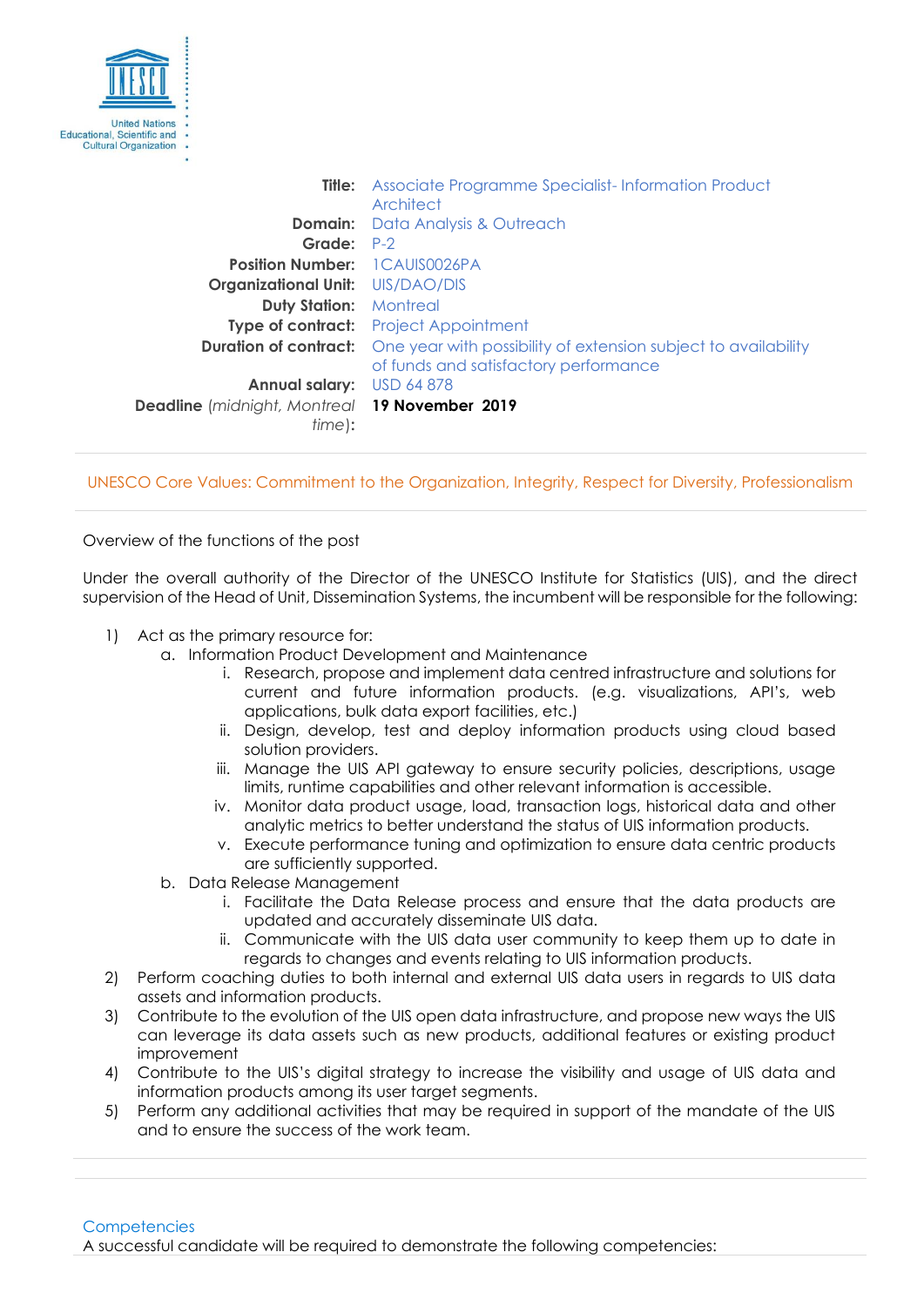United Nations Educational, Scientific and Cultural Organization

| | |
|---|---|
| **Title:** | Associate Programme Specialist- Information Product Architect |
| **Domain:** | Data Analysis & Outreach |
| **Grade:** | P-2 |
| **Position Number:** | 1CAUIS0026PA |
| **Organizational Unit:** | UIS/DAO/DIS |
| **Duty Station:** | Montreal |
| **Type of contract:** | Project Appointment |
| **Duration of contract:** | One year with possibility of extension subject to availability of funds and satisfactory performance |
| **Annual salary:** | USD 64 878 |
| **Deadline** (*midnight, Montreal time*)**:** | **19 November 2019** |

UNESCO Core Values: Commitment to the Organization, Integrity, Respect for Diversity, Professionalism

Overview of the functions of the post

Under the overall authority of the Director of the UNESCO Institute for Statistics (UIS), and the direct supervision of the Head of Unit, Dissemination Systems, the incumbent will be responsible for the following:

1) Act as the primary resource for:
    a. Information Product Development and Maintenance
        i. Research, propose and implement data centred infrastructure and solutions for current and future information products. (e.g. visualizations, API's, web applications, bulk data export facilities, etc.)
        ii. Design, develop, test and deploy information products using cloud based solution providers.
        iii. Manage the UIS API gateway to ensure security policies, descriptions, usage limits, runtime capabilities and other relevant information is accessible.
        iv. Monitor data product usage, load, transaction logs, historical data and other analytic metrics to better understand the status of UIS information products.
        v. Execute performance tuning and optimization to ensure data centric products are sufficiently supported.
    b. Data Release Management
        i. Facilitate the Data Release process and ensure that the data products are updated and accurately disseminate UIS data.
        ii. Communicate with the UIS data user community to keep them up to date in regards to changes and events relating to UIS information products.
2) Perform coaching duties to both internal and external UIS data users in regards to UIS data assets and information products.
3) Contribute to the evolution of the UIS open data infrastructure, and propose new ways the UIS can leverage its data assets such as new products, additional features or existing product improvement
4) Contribute to the UIS's digital strategy to increase the visibility and usage of UIS data and information products among its user target segments.
5) Perform any additional activities that may be required in support of the mandate of the UIS and to ensure the success of the work team.

## Competencies

A successful candidate will be required to demonstrate the following competencies: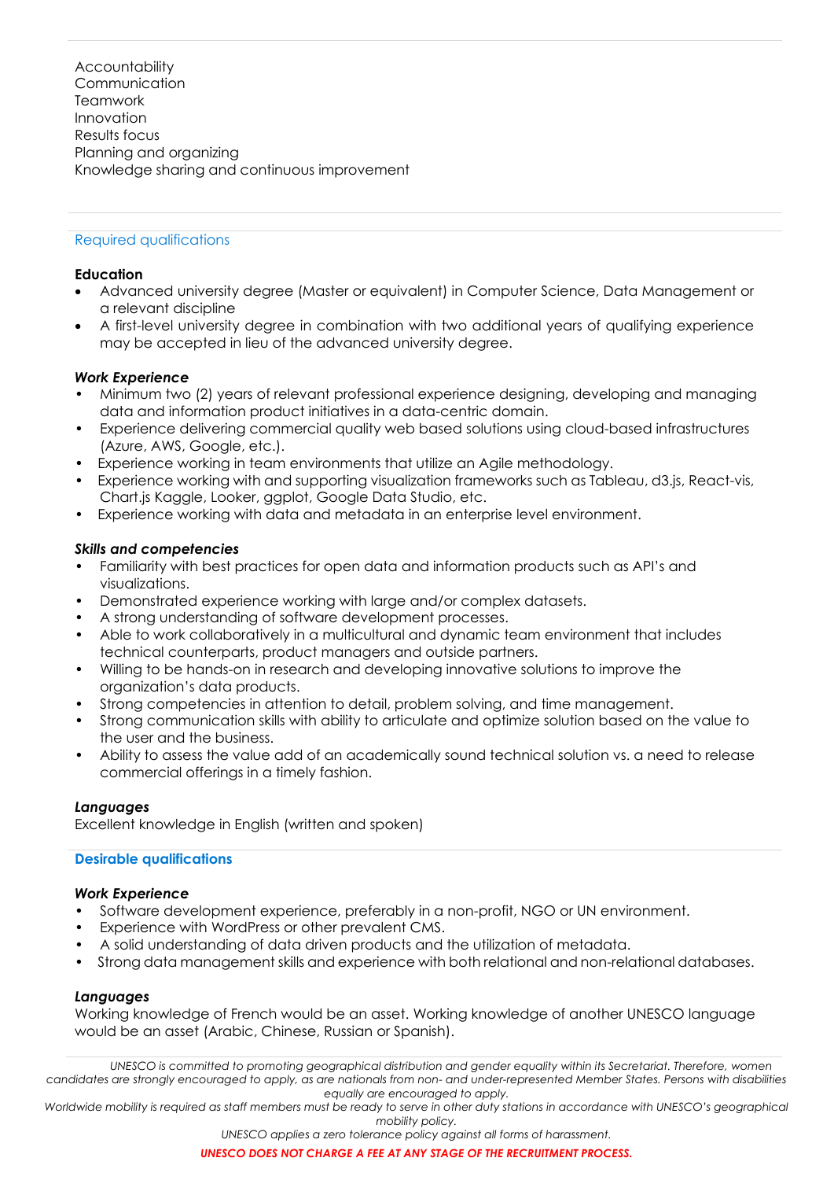Accountability
Communication
Teamwork
Innovation
Results focus
Planning and organizing
Knowledge sharing and continuous improvement

## Required qualifications

**Education**

- Advanced university degree (Master or equivalent) in Computer Science, Data Management or a relevant discipline
- A first-level university degree in combination with two additional years of qualifying experience may be accepted in lieu of the advanced university degree.

***Work Experience***

- Minimum two (2) years of relevant professional experience designing, developing and managing data and information product initiatives in a data-centric domain.
- Experience delivering commercial quality web based solutions using cloud-based infrastructures (Azure, AWS, Google, etc.).
- Experience working in team environments that utilize an Agile methodology.
- Experience working with and supporting visualization frameworks such as Tableau, d3.js, React-vis, Chart.js Kaggle, Looker, ggplot, Google Data Studio, etc.
- Experience working with data and metadata in an enterprise level environment.

***Skills and competencies***

- Familiarity with best practices for open data and information products such as API's and visualizations.
- Demonstrated experience working with large and/or complex datasets.
- A strong understanding of software development processes.
- Able to work collaboratively in a multicultural and dynamic team environment that includes technical counterparts, product managers and outside partners.
- Willing to be hands-on in research and developing innovative solutions to improve the organization's data products.
- Strong competencies in attention to detail, problem solving, and time management.
- Strong communication skills with ability to articulate and optimize solution based on the value to the user and the business.
- Ability to assess the value add of an academically sound technical solution vs. a need to release commercial offerings in a timely fashion.

***Languages***

Excellent knowledge in English (written and spoken)

## Desirable qualifications

***Work Experience***

- Software development experience, preferably in a non-profit, NGO or UN environment.
- Experience with WordPress or other prevalent CMS.
- A solid understanding of data driven products and the utilization of metadata.
- Strong data management skills and experience with both relational and non-relational databases.

***Languages***

Working knowledge of French would be an asset. Working knowledge of another UNESCO language would be an asset (Arabic, Chinese, Russian or Spanish).

*UNESCO is committed to promoting geographical distribution and gender equality within its Secretariat. Therefore, women candidates are strongly encouraged to apply, as are nationals from non- and under-represented Member States. Persons with disabilities equally are encouraged to apply.*

*Worldwide mobility is required as staff members must be ready to serve in other duty stations in accordance with UNESCO's geographical mobility policy.*

*UNESCO applies a zero tolerance policy against all forms of harassment.*

***UNESCO DOES NOT CHARGE A FEE AT ANY STAGE OF THE RECRUITMENT PROCESS.***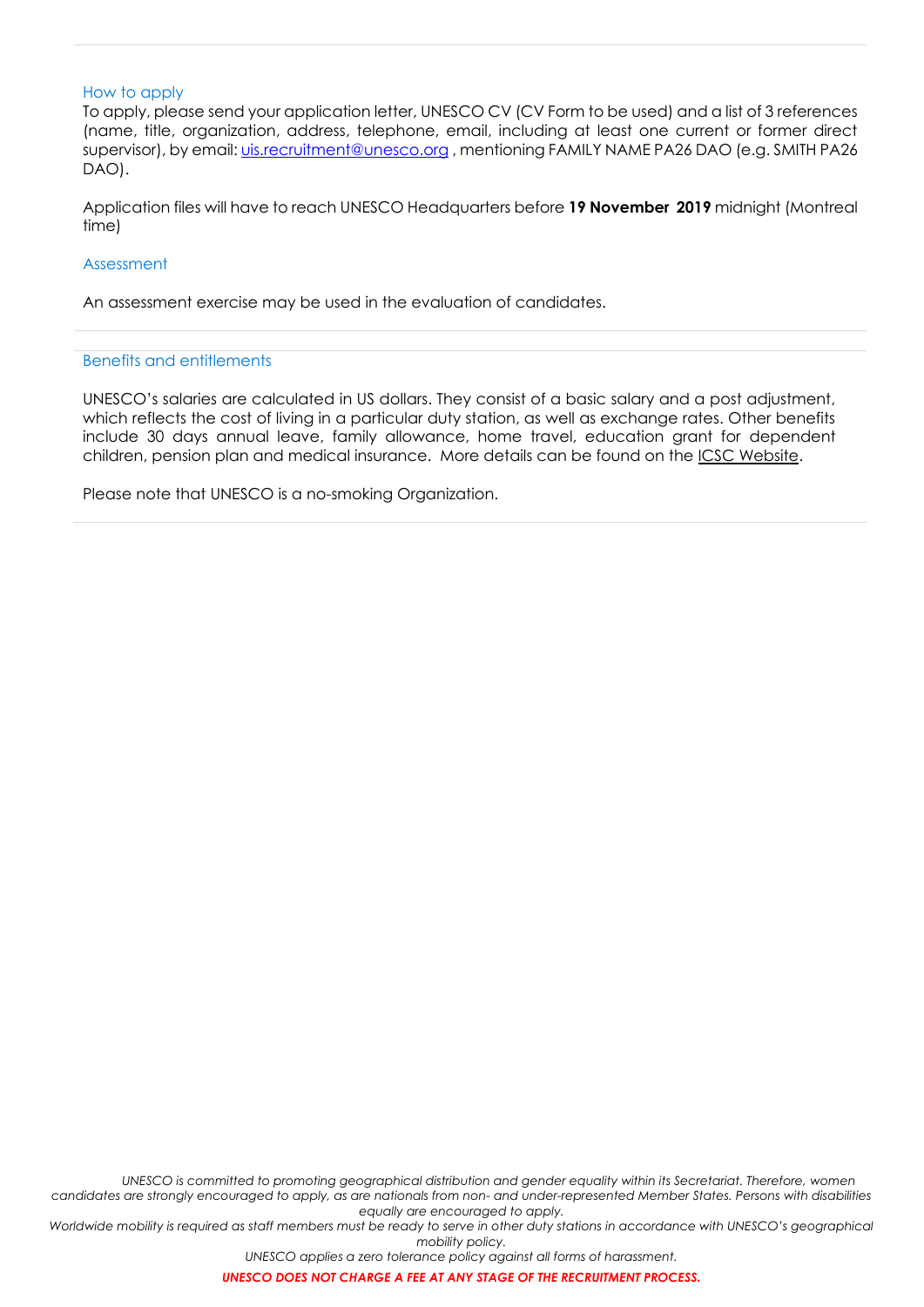## How to apply

To apply, please send your application letter, UNESCO CV (CV Form to be used) and a list of 3 references (name, title, organization, address, telephone, email, including at least one current or former direct supervisor), by email: [uis.recruitment@unesco.org](mailto:uis.recruitment@unesco.org) , mentioning FAMILY NAME PA26 DAO (e.g. SMITH PA26 DAO).

Application files will have to reach UNESCO Headquarters before **19 November 2019** midnight (Montreal time)

## Assessment

An assessment exercise may be used in the evaluation of candidates.

## Benefits and entitlements

UNESCO's salaries are calculated in US dollars. They consist of a basic salary and a post adjustment, which reflects the cost of living in a particular duty station, as well as exchange rates. Other benefits include 30 days annual leave, family allowance, home travel, education grant for dependent children, pension plan and medical insurance. More details can be found on the ICSC Website.

Please note that UNESCO is a no-smoking Organization.

*UNESCO is committed to promoting geographical distribution and gender equality within its Secretariat. Therefore, women candidates are strongly encouraged to apply, as are nationals from non- and under-represented Member States. Persons with disabilities equally are encouraged to apply.*

*Worldwide mobility is required as staff members must be ready to serve in other duty stations in accordance with UNESCO's geographical mobility policy.*

*UNESCO applies a zero tolerance policy against all forms of harassment.*

***UNESCO DOES NOT CHARGE A FEE AT ANY STAGE OF THE RECRUITMENT PROCESS.***